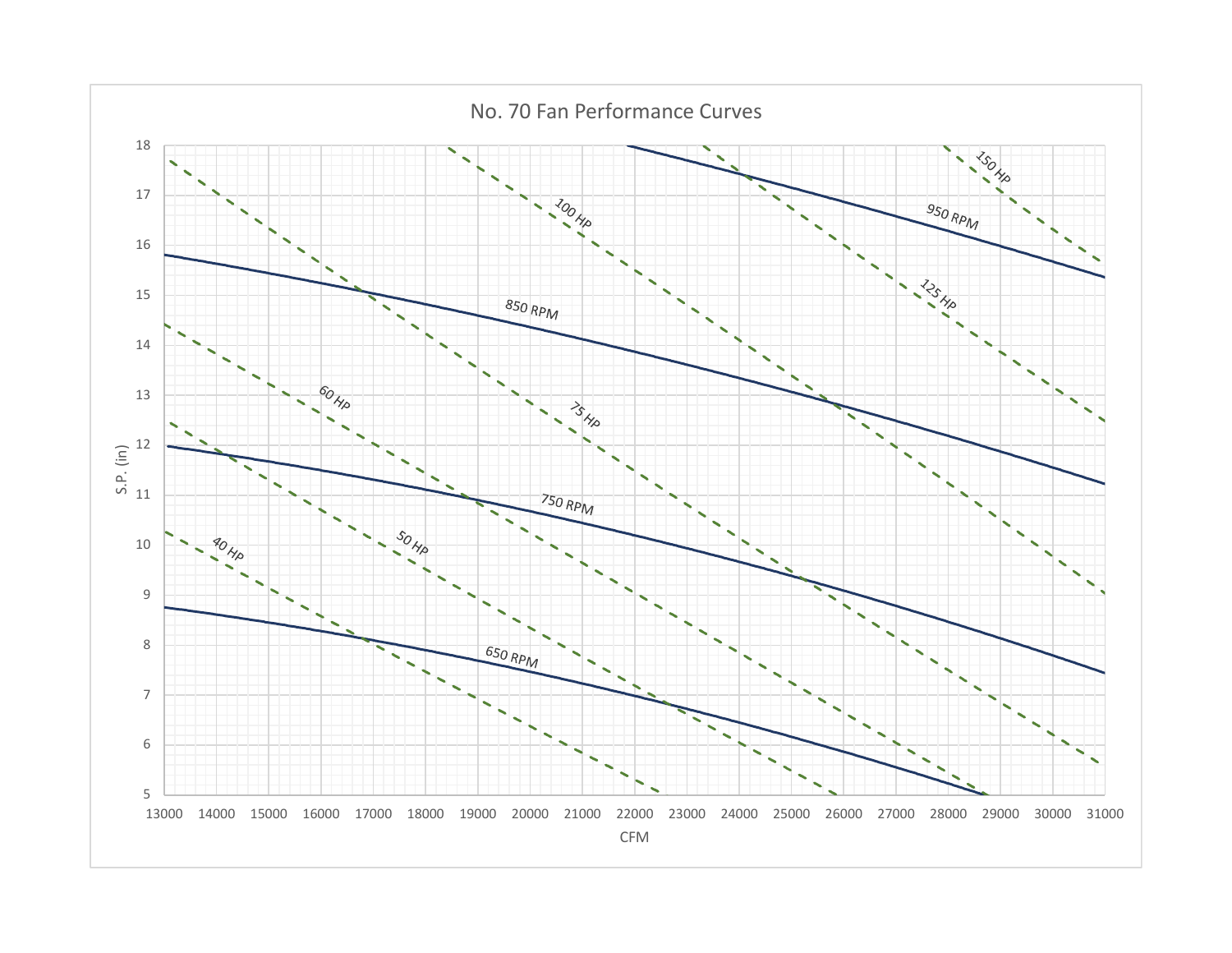No. 70 Fan Performance Curves

S.P. (in)

CFM

150 HP

100 HP

950 RPM

125 HP

850 RPM

60 HP

75 HP

750 RPM

40 HP

50 HP

650 RPM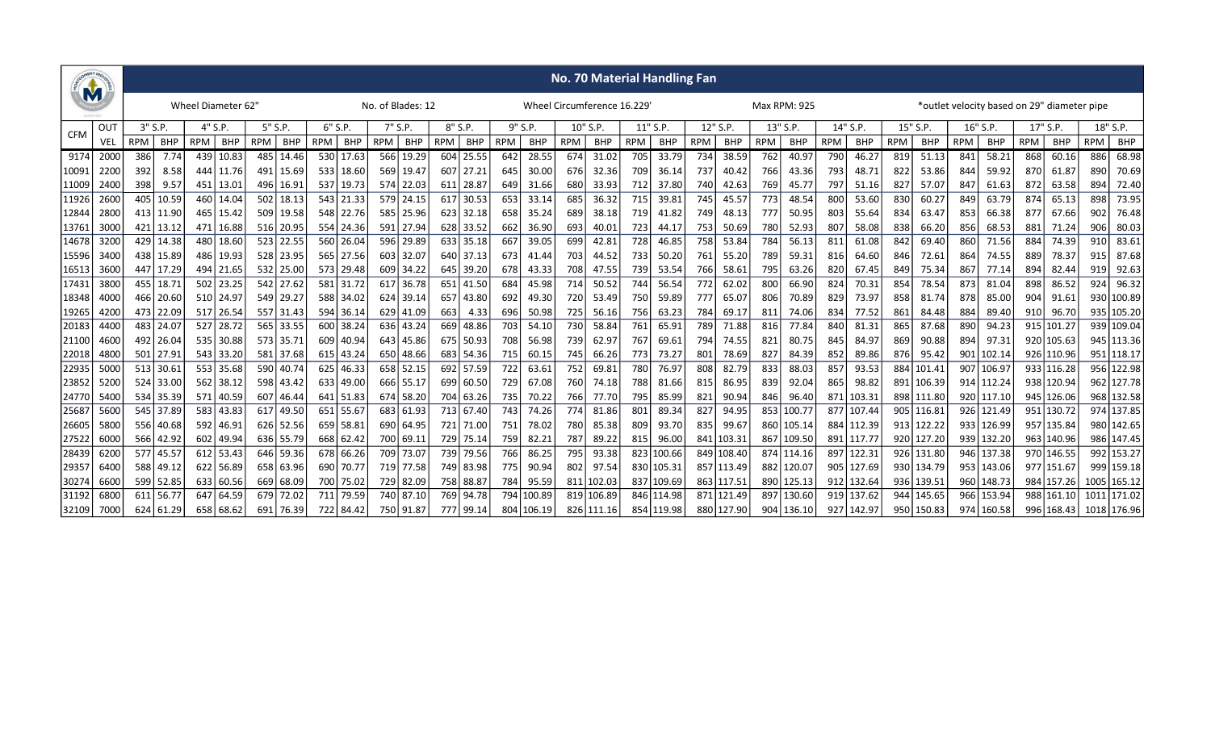# No. 70 Material Handling Fan

Wheel Diameter 62" | No. of Blades: 12 | Wheel Circumference 16.229' | Max RPM: 925 | *outlet velocity based on 29" diameter pipe

| CFM | OUT VEL | 3" S.P. RPM | 3" S.P. BHP | 4" S.P. RPM | 4" S.P. BHP | 5" S.P. RPM | 5" S.P. BHP | 6" S.P. RPM | 6" S.P. BHP | 7" S.P. RPM | 7" S.P. BHP | 8" S.P. RPM | 8" S.P. BHP | 9" S.P. RPM | 9" S.P. BHP | 10" S.P. RPM | 10" S.P. BHP | 11" S.P. RPM | 11" S.P. BHP | 12" S.P. RPM | 12" S.P. BHP | 13" S.P. RPM | 13" S.P. BHP | 14" S.P. RPM | 14" S.P. BHP | 15" S.P. RPM | 15" S.P. BHP | 16" S.P. RPM | 16" S.P. BHP | 17" S.P. RPM | 17" S.P. BHP | 18" S.P. RPM | 18" S.P. BHP |
|---|---|---|---|---|---|---|---|---|---|---|---|---|---|---|---|---|---|---|---|---|---|---|---|---|---|---|---|---|---|---|---|---|---|
| 9174 | 2000 | 386 | 7.74 | 439 | 10.83 | 485 | 14.46 | 530 | 17.63 | 566 | 19.29 | 604 | 25.55 | 642 | 28.55 | 674 | 31.02 | 705 | 33.79 | 734 | 38.59 | 762 | 40.97 | 790 | 46.27 | 819 | 51.13 | 841 | 58.21 | 868 | 60.16 | 886 | 68.98 |
| 10091 | 2200 | 392 | 8.58 | 444 | 11.76 | 491 | 15.69 | 533 | 18.60 | 569 | 19.47 | 607 | 27.21 | 645 | 30.00 | 676 | 32.36 | 709 | 36.14 | 737 | 40.42 | 766 | 43.36 | 793 | 48.71 | 822 | 53.86 | 844 | 59.92 | 870 | 61.87 | 890 | 70.69 |
| 11009 | 2400 | 398 | 9.57 | 451 | 13.01 | 496 | 16.91 | 537 | 19.73 | 574 | 22.03 | 611 | 28.87 | 649 | 31.66 | 680 | 33.93 | 712 | 37.80 | 740 | 42.63 | 769 | 45.77 | 797 | 51.16 | 827 | 57.07 | 847 | 61.63 | 872 | 63.58 | 894 | 72.40 |
| 11926 | 2600 | 405 | 10.59 | 460 | 14.04 | 502 | 18.13 | 543 | 21.33 | 579 | 24.15 | 617 | 30.53 | 653 | 33.14 | 685 | 36.32 | 715 | 39.81 | 745 | 45.57 | 773 | 48.54 | 800 | 53.60 | 830 | 60.27 | 849 | 63.79 | 874 | 65.13 | 898 | 73.95 |
| 12844 | 2800 | 413 | 11.90 | 465 | 15.42 | 509 | 19.58 | 548 | 22.76 | 585 | 25.96 | 623 | 32.18 | 658 | 35.24 | 689 | 38.18 | 719 | 41.82 | 749 | 48.13 | 777 | 50.95 | 803 | 55.64 | 834 | 63.47 | 853 | 66.38 | 877 | 67.66 | 902 | 76.48 |
| 13761 | 3000 | 421 | 13.12 | 471 | 16.88 | 516 | 20.95 | 554 | 24.36 | 591 | 27.94 | 628 | 33.52 | 662 | 36.90 | 693 | 40.01 | 723 | 44.17 | 753 | 50.69 | 780 | 52.93 | 807 | 58.08 | 838 | 66.20 | 856 | 68.53 | 881 | 71.24 | 906 | 80.03 |
| 14678 | 3200 | 429 | 14.38 | 480 | 18.60 | 523 | 22.55 | 560 | 26.04 | 596 | 29.89 | 633 | 35.18 | 667 | 39.05 | 699 | 42.81 | 728 | 46.85 | 758 | 53.84 | 784 | 56.13 | 811 | 61.08 | 842 | 69.40 | 860 | 71.56 | 884 | 74.39 | 910 | 83.61 |
| 15596 | 3400 | 438 | 15.89 | 486 | 19.93 | 528 | 23.95 | 565 | 27.56 | 603 | 32.07 | 640 | 37.13 | 673 | 41.44 | 703 | 44.52 | 733 | 50.20 | 761 | 55.20 | 789 | 59.31 | 816 | 64.60 | 846 | 72.61 | 864 | 74.55 | 889 | 78.37 | 915 | 87.68 |
| 16513 | 3600 | 447 | 17.29 | 494 | 21.65 | 532 | 25.00 | 573 | 29.48 | 609 | 34.22 | 645 | 39.20 | 678 | 43.33 | 708 | 47.55 | 739 | 53.54 | 766 | 58.61 | 795 | 63.26 | 820 | 67.45 | 849 | 75.34 | 867 | 77.14 | 894 | 82.44 | 919 | 92.63 |
| 17431 | 3800 | 455 | 18.71 | 502 | 23.25 | 542 | 27.62 | 581 | 31.72 | 617 | 36.78 | 651 | 41.50 | 684 | 45.98 | 714 | 50.52 | 744 | 56.54 | 772 | 62.02 | 800 | 66.90 | 824 | 70.31 | 854 | 78.54 | 873 | 81.04 | 898 | 86.52 | 924 | 96.32 |
| 18348 | 4000 | 466 | 20.60 | 510 | 24.97 | 549 | 29.27 | 588 | 34.02 | 624 | 39.14 | 657 | 43.80 | 692 | 49.30 | 720 | 53.49 | 750 | 59.89 | 777 | 65.07 | 806 | 70.89 | 829 | 73.97 | 858 | 81.74 | 878 | 85.00 | 904 | 91.61 | 930 | 100.89 |
| 19265 | 4200 | 473 | 22.09 | 517 | 26.54 | 557 | 31.43 | 594 | 36.14 | 629 | 41.09 | 663 | 4.33 | 696 | 50.98 | 725 | 56.16 | 756 | 63.23 | 784 | 69.17 | 811 | 74.06 | 834 | 77.52 | 861 | 84.48 | 884 | 89.40 | 910 | 96.70 | 935 | 105.20 |
| 20183 | 4400 | 483 | 24.07 | 527 | 28.72 | 565 | 33.55 | 600 | 38.24 | 636 | 43.24 | 669 | 48.86 | 703 | 54.10 | 730 | 58.84 | 761 | 65.91 | 789 | 71.88 | 816 | 77.84 | 840 | 81.31 | 865 | 87.68 | 890 | 94.23 | 915 | 101.27 | 939 | 109.04 |
| 21100 | 4600 | 492 | 26.04 | 535 | 30.88 | 573 | 35.71 | 609 | 40.94 | 643 | 45.86 | 675 | 50.93 | 708 | 56.98 | 739 | 62.97 | 767 | 69.61 | 794 | 74.55 | 821 | 80.75 | 845 | 84.97 | 869 | 90.88 | 894 | 97.31 | 920 | 105.63 | 945 | 113.36 |
| 22018 | 4800 | 501 | 27.91 | 543 | 33.20 | 581 | 37.68 | 615 | 43.24 | 650 | 48.66 | 683 | 54.36 | 715 | 60.15 | 745 | 66.26 | 773 | 73.27 | 801 | 78.69 | 827 | 84.39 | 852 | 89.86 | 876 | 95.42 | 901 | 102.14 | 926 | 110.96 | 951 | 118.17 |
| 22935 | 5000 | 513 | 30.61 | 553 | 35.68 | 590 | 40.74 | 625 | 46.33 | 658 | 52.15 | 692 | 57.59 | 722 | 63.61 | 752 | 69.81 | 780 | 76.97 | 808 | 82.79 | 833 | 88.03 | 857 | 93.53 | 884 | 101.41 | 907 | 106.97 | 933 | 116.28 | 956 | 122.98 |
| 23852 | 5200 | 524 | 33.00 | 562 | 38.12 | 598 | 43.42 | 633 | 49.00 | 666 | 55.17 | 699 | 60.50 | 729 | 67.08 | 760 | 74.18 | 788 | 81.66 | 815 | 86.95 | 839 | 92.04 | 865 | 98.82 | 891 | 106.39 | 914 | 112.24 | 938 | 120.94 | 962 | 127.78 |
| 24770 | 5400 | 534 | 35.39 | 571 | 40.59 | 607 | 46.44 | 641 | 51.83 | 674 | 58.20 | 704 | 63.26 | 735 | 70.22 | 766 | 77.70 | 795 | 85.99 | 821 | 90.94 | 846 | 96.40 | 871 | 103.31 | 898 | 111.80 | 920 | 117.10 | 945 | 126.06 | 968 | 132.58 |
| 25687 | 5600 | 545 | 37.89 | 583 | 43.83 | 617 | 49.50 | 651 | 55.67 | 683 | 61.93 | 713 | 67.40 | 743 | 74.26 | 774 | 81.86 | 801 | 89.34 | 827 | 94.95 | 853 | 100.77 | 877 | 107.44 | 905 | 116.81 | 926 | 121.49 | 951 | 130.72 | 974 | 137.85 |
| 26605 | 5800 | 556 | 40.68 | 592 | 46.91 | 626 | 52.56 | 659 | 58.81 | 690 | 64.95 | 721 | 71.00 | 751 | 78.02 | 780 | 85.38 | 809 | 93.70 | 835 | 99.67 | 860 | 105.14 | 884 | 112.39 | 913 | 122.22 | 933 | 126.99 | 957 | 135.84 | 980 | 142.65 |
| 27522 | 6000 | 566 | 42.92 | 602 | 49.94 | 636 | 55.79 | 668 | 62.42 | 700 | 69.11 | 729 | 75.14 | 759 | 82.21 | 787 | 89.22 | 815 | 96.00 | 841 | 103.31 | 867 | 109.50 | 891 | 117.77 | 920 | 127.20 | 939 | 132.20 | 963 | 140.96 | 986 | 147.45 |
| 28439 | 6200 | 577 | 45.57 | 612 | 53.43 | 646 | 59.36 | 678 | 66.26 | 709 | 73.07 | 739 | 79.56 | 766 | 86.25 | 795 | 93.38 | 823 | 100.66 | 849 | 108.40 | 874 | 114.16 | 897 | 122.31 | 926 | 131.80 | 946 | 137.38 | 970 | 146.55 | 992 | 153.27 |
| 29357 | 6400 | 588 | 49.12 | 622 | 56.89 | 658 | 63.96 | 690 | 70.77 | 719 | 77.58 | 749 | 83.98 | 775 | 90.94 | 802 | 97.54 | 830 | 105.31 | 857 | 113.49 | 882 | 120.07 | 905 | 127.69 | 930 | 134.79 | 953 | 143.06 | 977 | 151.67 | 999 | 159.18 |
| 30274 | 6600 | 599 | 52.85 | 633 | 60.56 | 669 | 68.09 | 700 | 75.02 | 729 | 82.09 | 758 | 88.87 | 784 | 95.59 | 811 | 102.03 | 837 | 109.69 | 863 | 117.51 | 890 | 125.13 | 912 | 132.64 | 936 | 139.51 | 960 | 148.73 | 984 | 157.26 | 1005 | 165.12 |
| 31192 | 6800 | 611 | 56.77 | 647 | 64.59 | 679 | 72.02 | 711 | 79.59 | 740 | 87.10 | 769 | 94.78 | 794 | 100.89 | 819 | 106.89 | 846 | 114.98 | 871 | 121.49 | 897 | 130.60 | 919 | 137.62 | 944 | 145.65 | 966 | 153.94 | 988 | 161.10 | 1011 | 171.02 |
| 32109 | 7000 | 624 | 61.29 | 658 | 68.62 | 691 | 76.39 | 722 | 84.42 | 750 | 91.87 | 777 | 99.14 | 804 | 106.19 | 826 | 111.16 | 854 | 119.98 | 880 | 127.90 | 904 | 136.10 | 927 | 142.97 | 950 | 150.83 | 974 | 160.58 | 996 | 168.43 | 1018 | 176.96 |